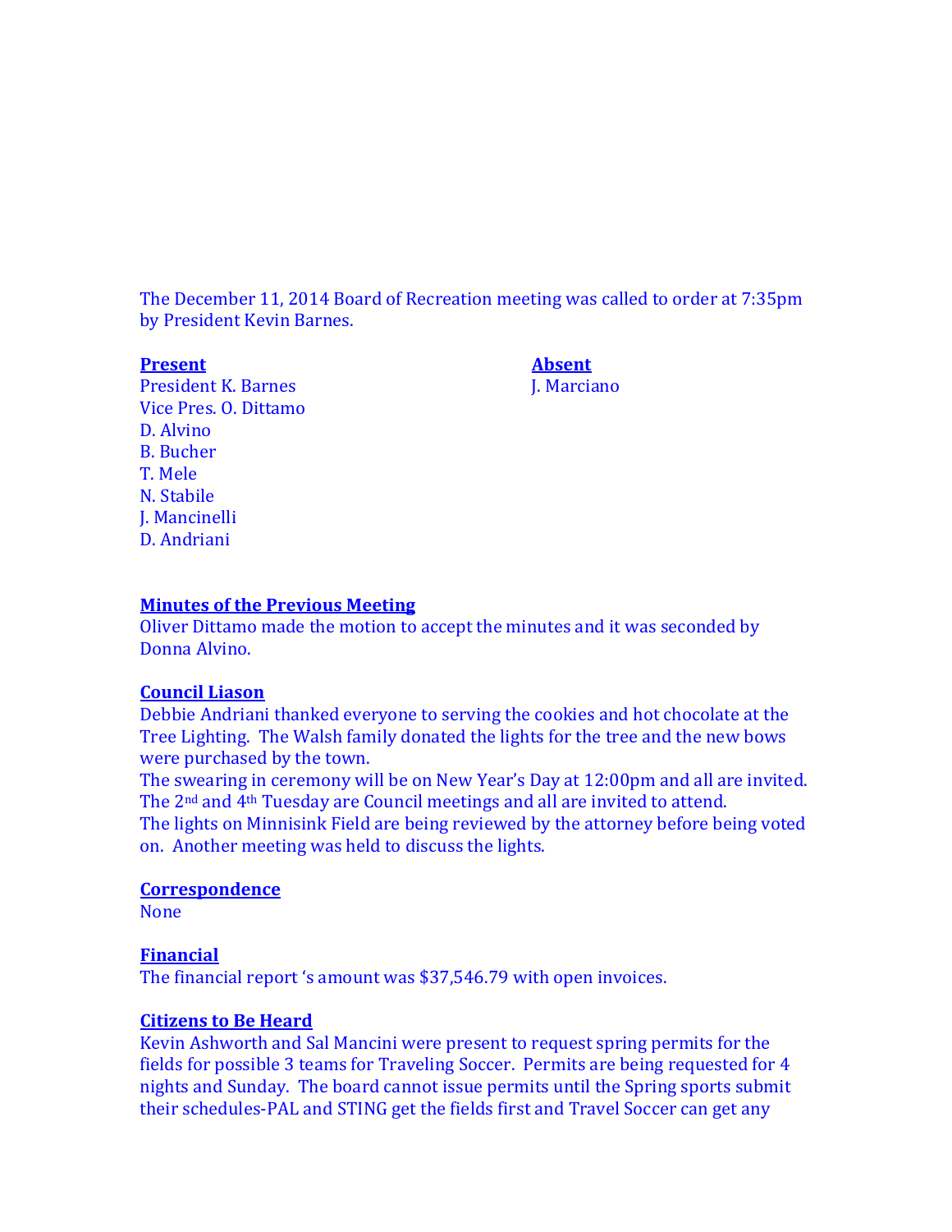The December 11, 2014 Board of Recreation meeting was called to order at 7:35pm by President Kevin Barnes.

**Present**
President K. Barnes
Vice Pres. O. Dittamo
D. Alvino
B. Bucher
T. Mele
N. Stabile
J. Mancinelli
D. Andriani

**Absent**
J. Marciano

**Minutes of the Previous Meeting**
Oliver Dittamo made the motion to accept the minutes and it was seconded by Donna Alvino.

**Council Liason**
Debbie Andriani thanked everyone to serving the cookies and hot chocolate at the Tree Lighting. The Walsh family donated the lights for the tree and the new bows were purchased by the town.
The swearing in ceremony will be on New Year's Day at 12:00pm and all are invited.
The 2nd and 4th Tuesday are Council meetings and all are invited to attend.
The lights on Minnisink Field are being reviewed by the attorney before being voted on. Another meeting was held to discuss the lights.

**Correspondence**
None

**Financial**
The financial report 's amount was $37,546.79 with open invoices.

**Citizens to Be Heard**
Kevin Ashworth and Sal Mancini were present to request spring permits for the fields for possible 3 teams for Traveling Soccer. Permits are being requested for 4 nights and Sunday. The board cannot issue permits until the Spring sports submit their schedules-PAL and STING get the fields first and Travel Soccer can get any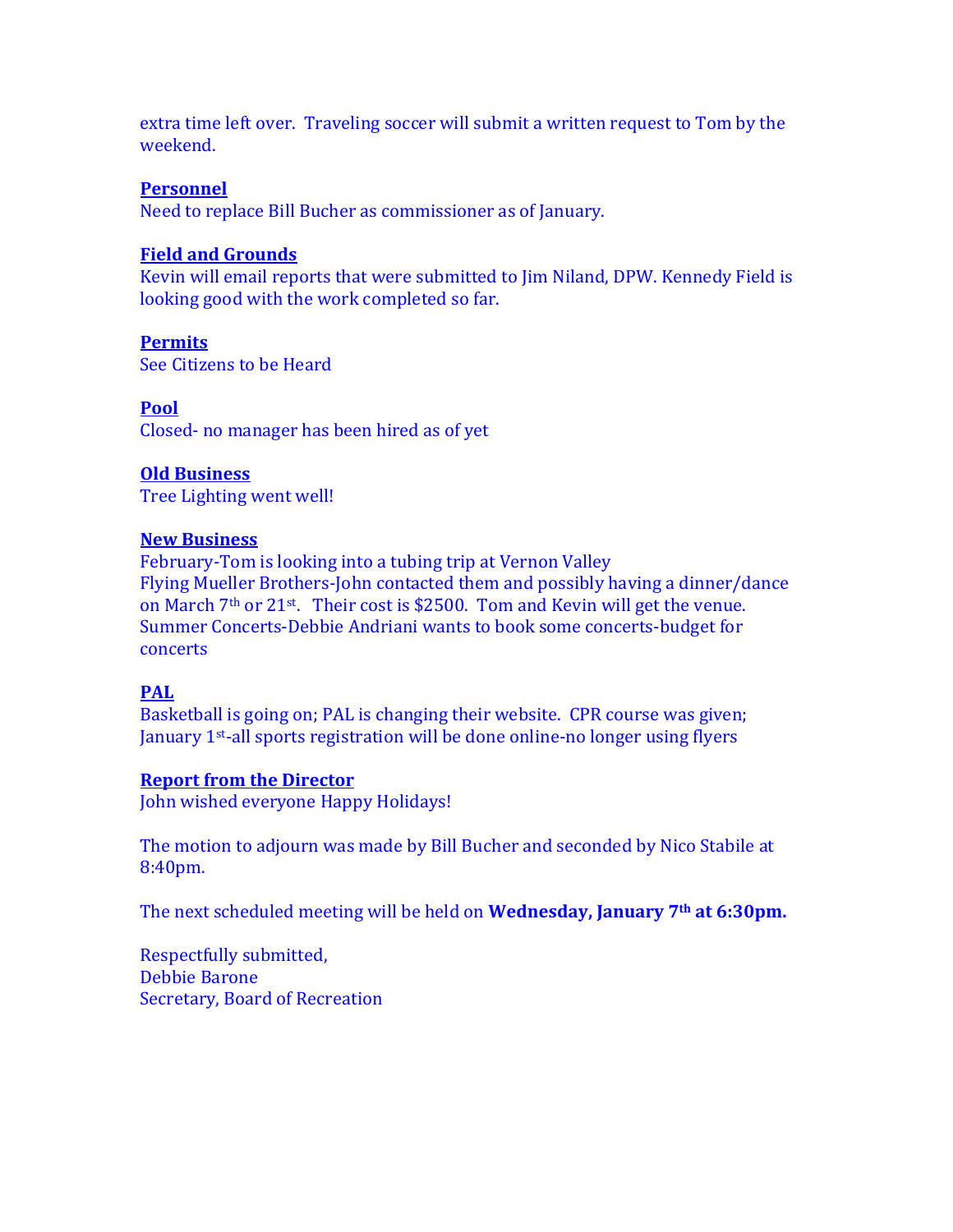extra time left over. Traveling soccer will submit a written request to Tom by the weekend.

**Personnel**

Need to replace Bill Bucher as commissioner as of January.

**Field and Grounds**

Kevin will email reports that were submitted to Jim Niland, DPW. Kennedy Field is looking good with the work completed so far.

**Permits**

See Citizens to be Heard

**Pool**

Closed- no manager has been hired as of yet

**Old Business**

Tree Lighting went well!

**New Business**

February-Tom is looking into a tubing trip at Vernon Valley
Flying Mueller Brothers-John contacted them and possibly having a dinner/dance on March 7th or 21st. Their cost is $2500. Tom and Kevin will get the venue.
Summer Concerts-Debbie Andriani wants to book some concerts-budget for concerts

**PAL**

Basketball is going on; PAL is changing their website. CPR course was given; January 1st-all sports registration will be done online-no longer using flyers

**Report from the Director**

John wished everyone Happy Holidays!

The motion to adjourn was made by Bill Bucher and seconded by Nico Stabile at 8:40pm.

The next scheduled meeting will be held on **Wednesday, January 7th at 6:30pm.**

Respectfully submitted,
Debbie Barone
Secretary, Board of Recreation